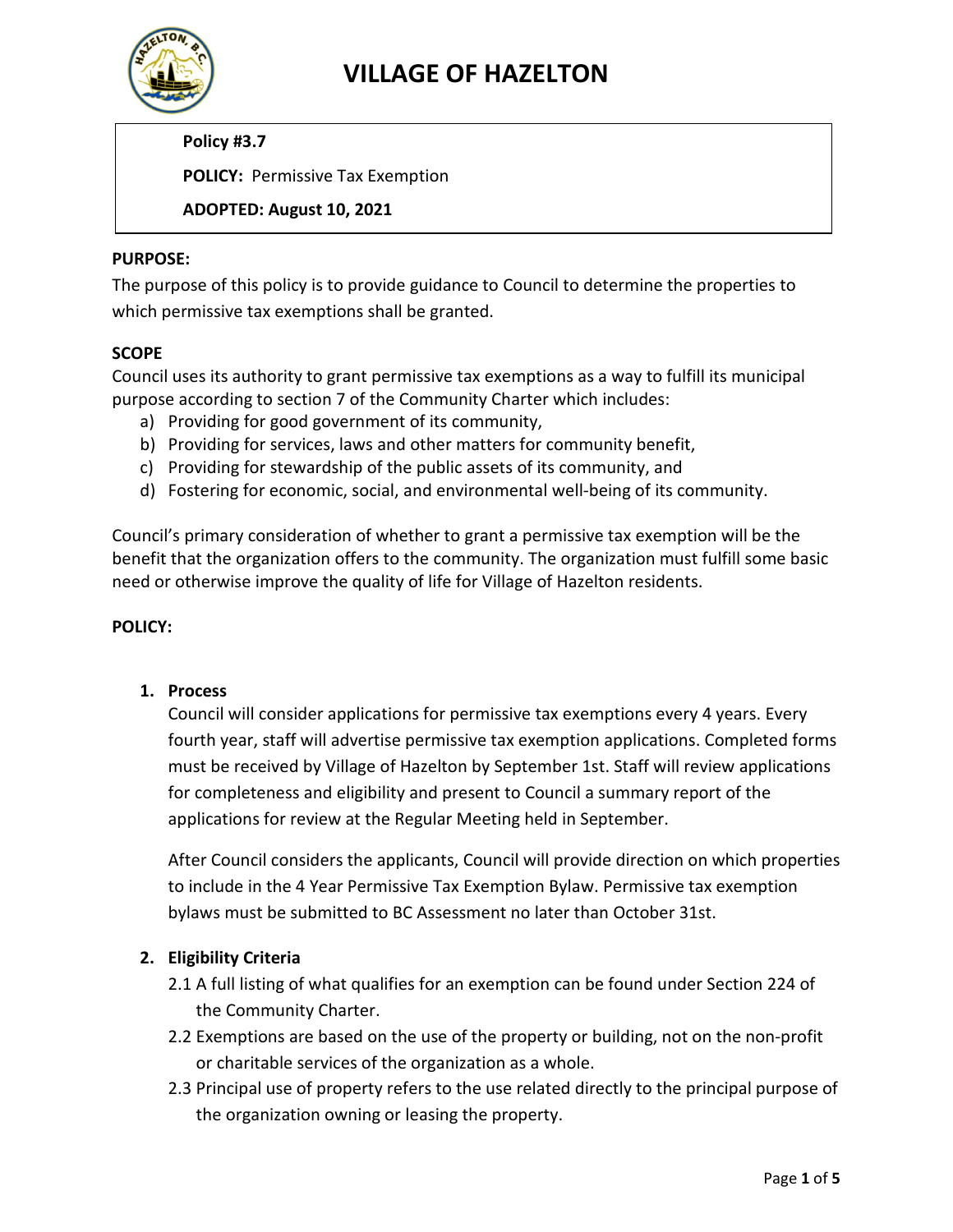# VILLAGE OF HAZELTON

**Policy #3.7**

**POLICY:** Permissive Tax Exemption

**ADOPTED: August 10, 2021**

**PURPOSE:**

The purpose of this policy is to provide guidance to Council to determine the properties to which permissive tax exemptions shall be granted.

**SCOPE**

Council uses its authority to grant permissive tax exemptions as a way to fulfill its municipal purpose according to section 7 of the Community Charter which includes:

a) Providing for good government of its community,
b) Providing for services, laws and other matters for community benefit,
c) Providing for stewardship of the public assets of its community, and
d) Fostering for economic, social, and environmental well-being of its community.

Council's primary consideration of whether to grant a permissive tax exemption will be the benefit that the organization offers to the community. The organization must fulfill some basic need or otherwise improve the quality of life for Village of Hazelton residents.

**POLICY:**

1. **Process**

   Council will consider applications for permissive tax exemptions every 4 years. Every fourth year, staff will advertise permissive tax exemption applications. Completed forms must be received by Village of Hazelton by September 1st. Staff will review applications for completeness and eligibility and present to Council a summary report of the applications for review at the Regular Meeting held in September.

   After Council considers the applicants, Council will provide direction on which properties to include in the 4 Year Permissive Tax Exemption Bylaw. Permissive tax exemption bylaws must be submitted to BC Assessment no later than October 31st.

2. **Eligibility Criteria**

   2.1 A full listing of what qualifies for an exemption can be found under Section 224 of the Community Charter.

   2.2 Exemptions are based on the use of the property or building, not on the non-profit or charitable services of the organization as a whole.

   2.3 Principal use of property refers to the use related directly to the principal purpose of the organization owning or leasing the property.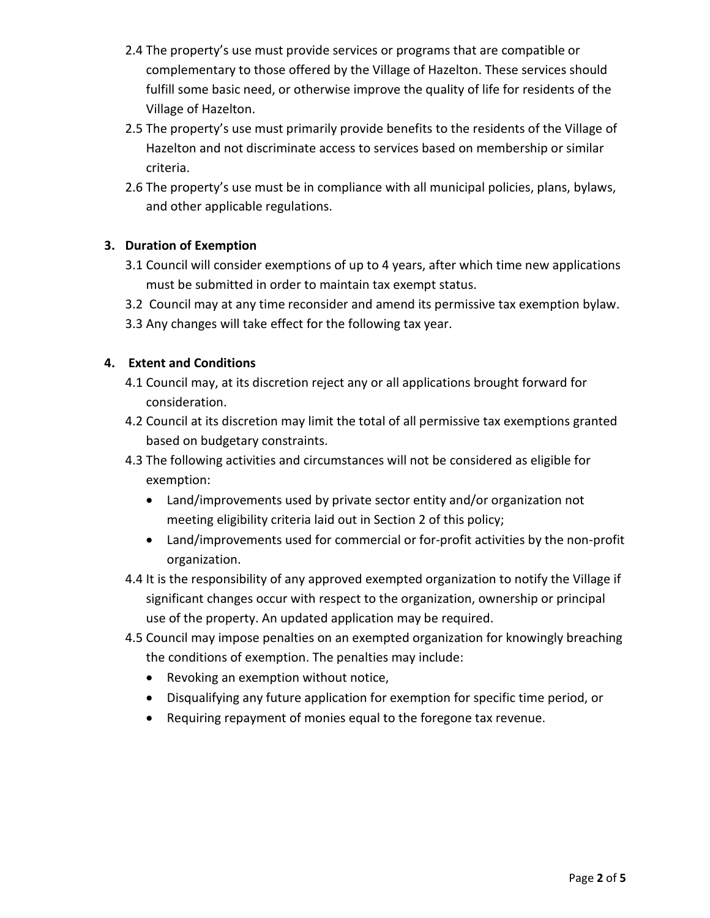2.4 The property's use must provide services or programs that are compatible or complementary to those offered by the Village of Hazelton. These services should fulfill some basic need, or otherwise improve the quality of life for residents of the Village of Hazelton.

2.5 The property's use must primarily provide benefits to the residents of the Village of Hazelton and not discriminate access to services based on membership or similar criteria.

2.6 The property's use must be in compliance with all municipal policies, plans, bylaws, and other applicable regulations.

## 3. Duration of Exemption

3.1 Council will consider exemptions of up to 4 years, after which time new applications must be submitted in order to maintain tax exempt status.

3.2 Council may at any time reconsider and amend its permissive tax exemption bylaw.

3.3 Any changes will take effect for the following tax year.

## 4. Extent and Conditions

4.1 Council may, at its discretion reject any or all applications brought forward for consideration.

4.2 Council at its discretion may limit the total of all permissive tax exemptions granted based on budgetary constraints.

4.3 The following activities and circumstances will not be considered as eligible for exemption:

- Land/improvements used by private sector entity and/or organization not meeting eligibility criteria laid out in Section 2 of this policy;
- Land/improvements used for commercial or for-profit activities by the non-profit organization.

4.4 It is the responsibility of any approved exempted organization to notify the Village if significant changes occur with respect to the organization, ownership or principal use of the property. An updated application may be required.

4.5 Council may impose penalties on an exempted organization for knowingly breaching the conditions of exemption. The penalties may include:

- Revoking an exemption without notice,
- Disqualifying any future application for exemption for specific time period, or
- Requiring repayment of monies equal to the foregone tax revenue.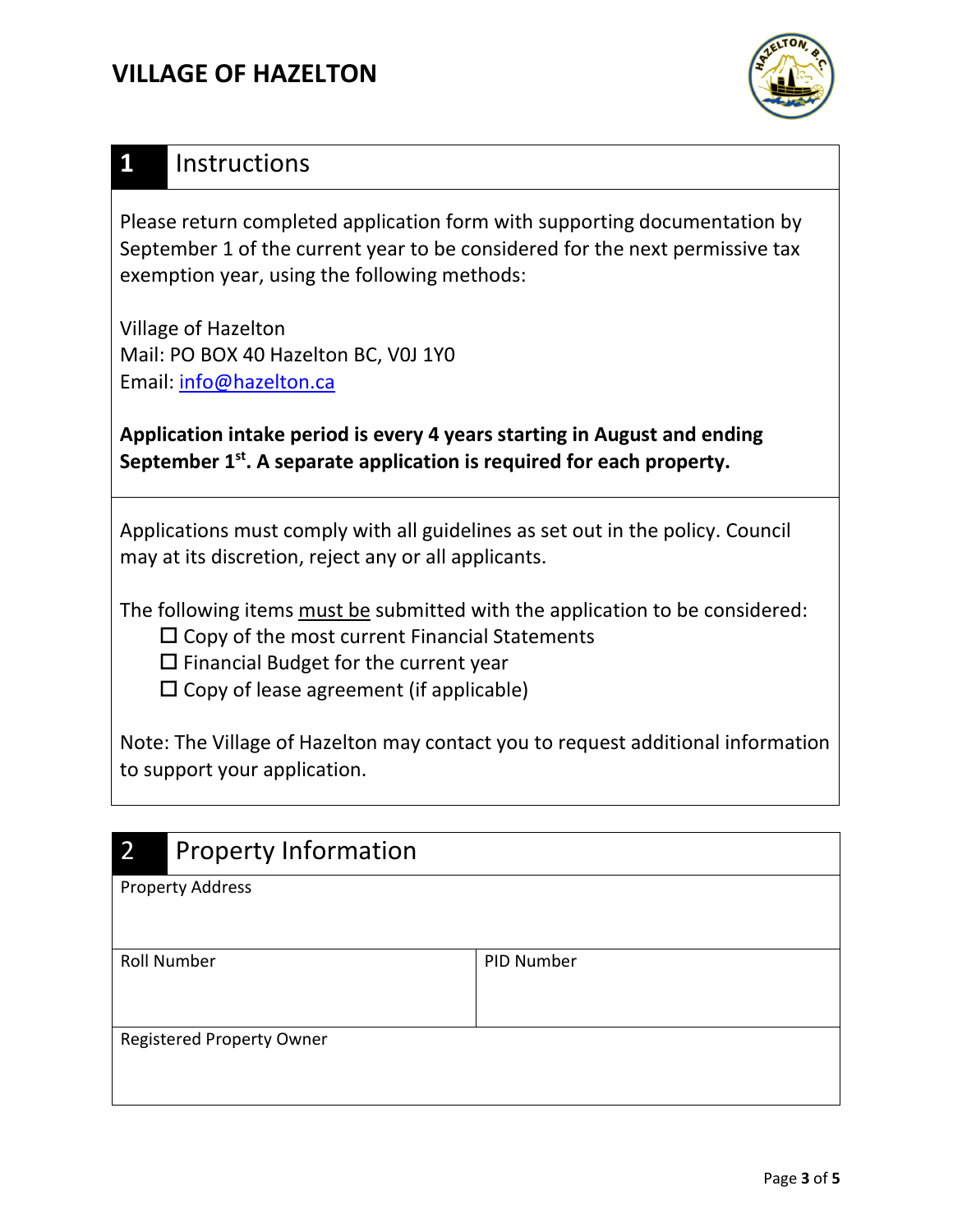# VILLAGE OF HAZELTON

## 1 Instructions

Please return completed application form with supporting documentation by September 1 of the current year to be considered for the next permissive tax exemption year, using the following methods:

Village of Hazelton
Mail: PO BOX 40 Hazelton BC, V0J 1Y0
Email: info@hazelton.ca

**Application intake period is every 4 years starting in August and ending September 1st. A separate application is required for each property.**

Applications must comply with all guidelines as set out in the policy. Council may at its discretion, reject any or all applicants.

The following items must be submitted with the application to be considered:

- ☐ Copy of the most current Financial Statements
- ☐ Financial Budget for the current year
- ☐ Copy of lease agreement (if applicable)

Note: The Village of Hazelton may contact you to request additional information to support your application.

## 2 Property Information

| Property Address | |
|---|---|
| | |
| **Roll Number** | **PID Number** |
| | |
| **Registered Property Owner** | |
| | |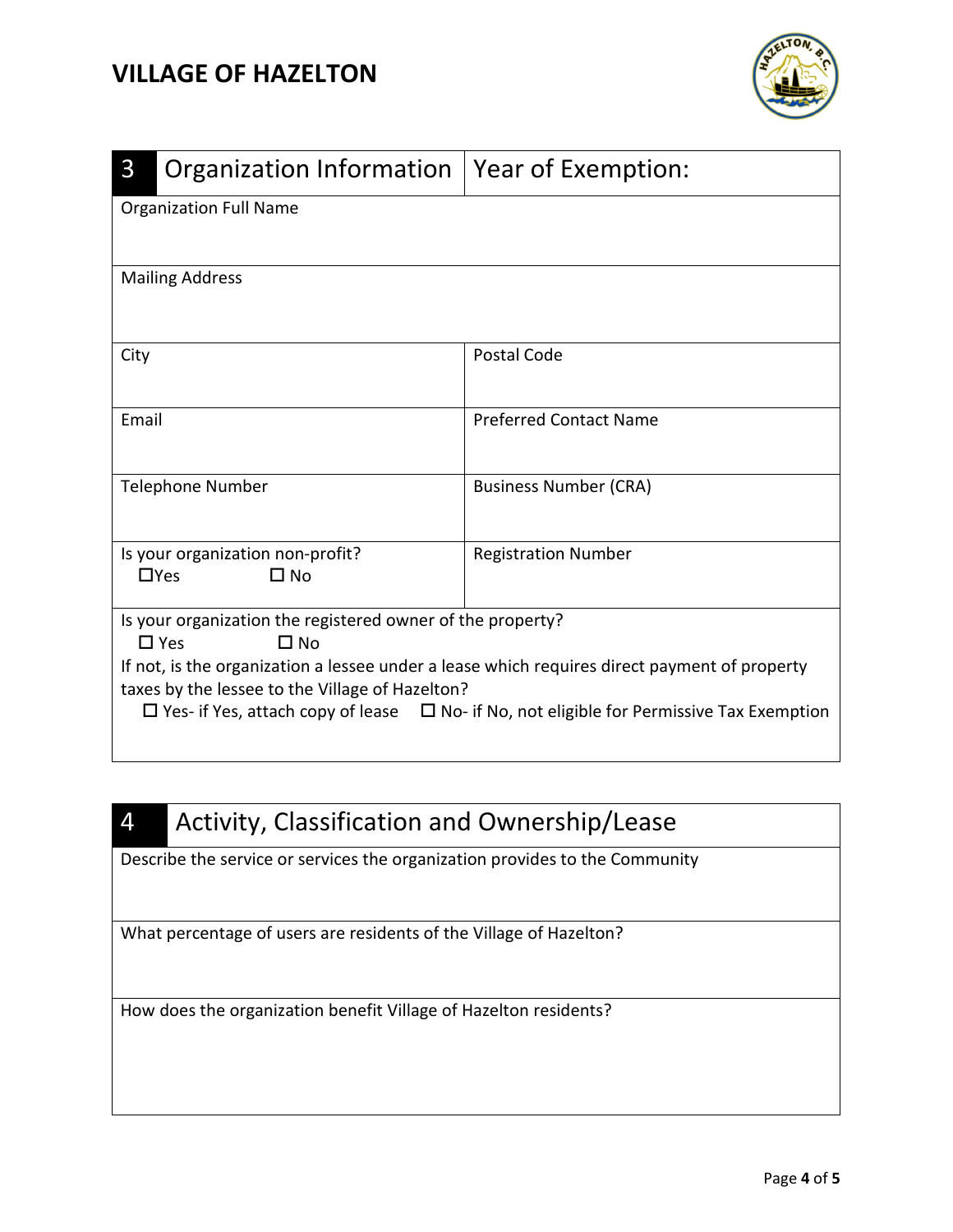# VILLAGE OF HAZELTON

| 3 Organization Information | Year of Exemption: |
|---|---|
| Organization Full Name | |
| Mailing Address | |
| City | Postal Code |
| Email | Preferred Contact Name |
| Telephone Number | Business Number (CRA) |
| Is your organization non-profit?<br>☐Yes ☐ No | Registration Number |
| Is your organization the registered owner of the property?<br>☐ Yes ☐ No<br>If not, is the organization a lessee under a lease which requires direct payment of property taxes by the lessee to the Village of Hazelton?<br>☐ Yes- if Yes, attach copy of lease ☐ No- if No, not eligible for Permissive Tax Exemption | |

| 4 Activity, Classification and Ownership/Lease |
|---|
| Describe the service or services the organization provides to the Community |
| What percentage of users are residents of the Village of Hazelton? |
| How does the organization benefit Village of Hazelton residents? |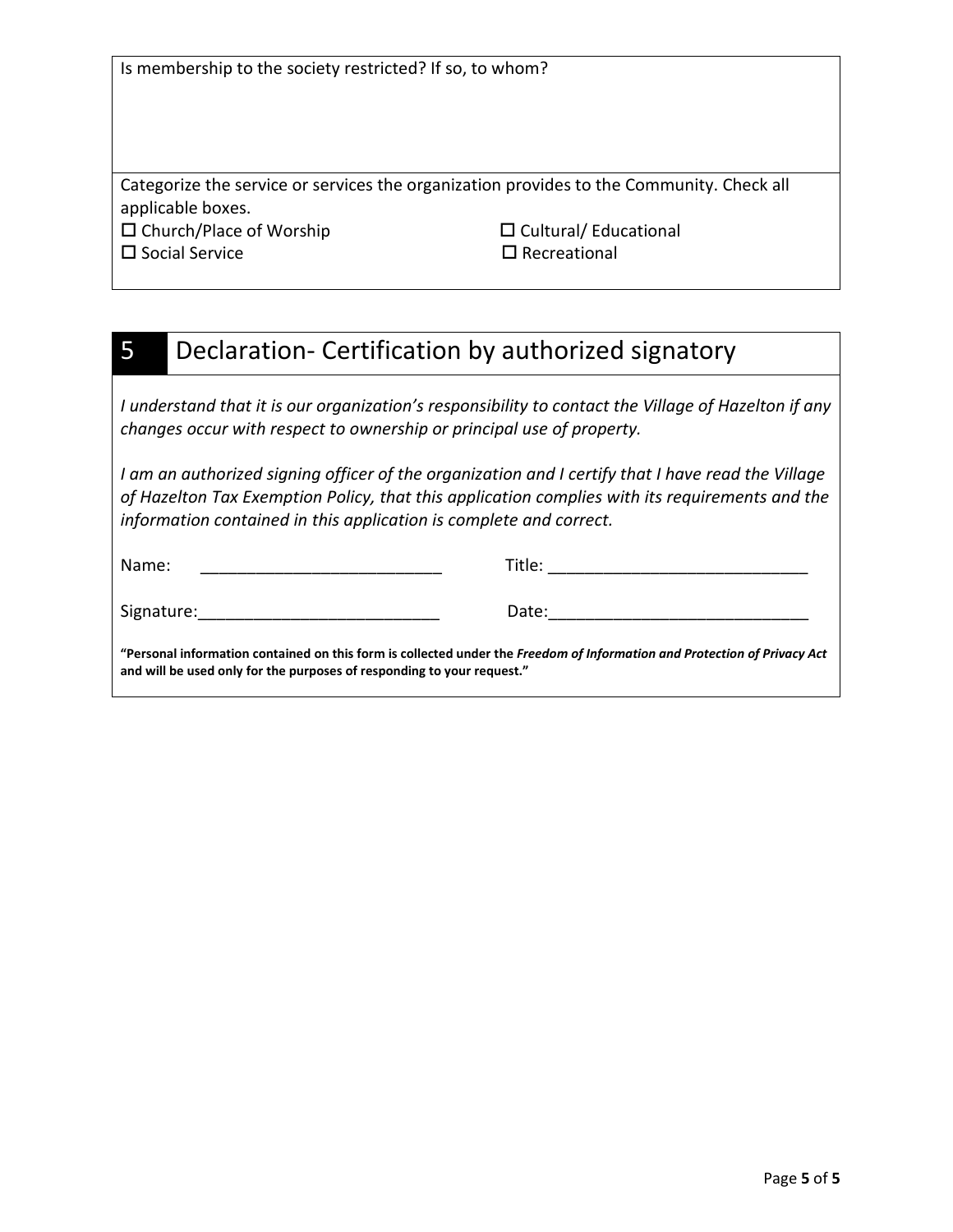Is membership to the society restricted? If so, to whom?

Categorize the service or services the organization provides to the Community. Check all applicable boxes.

☐ Church/Place of Worship
☐ Cultural/ Educational
☐ Social Service
☐ Recreational

## 5 Declaration- Certification by authorized signatory

*I understand that it is our organization's responsibility to contact the Village of Hazelton if any changes occur with respect to ownership or principal use of property.*

*I am an authorized signing officer of the organization and I certify that I have read the Village of Hazelton Tax Exemption Policy, that this application complies with its requirements and the information contained in this application is complete and correct.*

Name: ___________________________ Title: _____________________________

Signature:___________________________ Date:_____________________________

**"Personal information contained on this form is collected under the *Freedom of Information and Protection of Privacy Act* and will be used only for the purposes of responding to your request."**